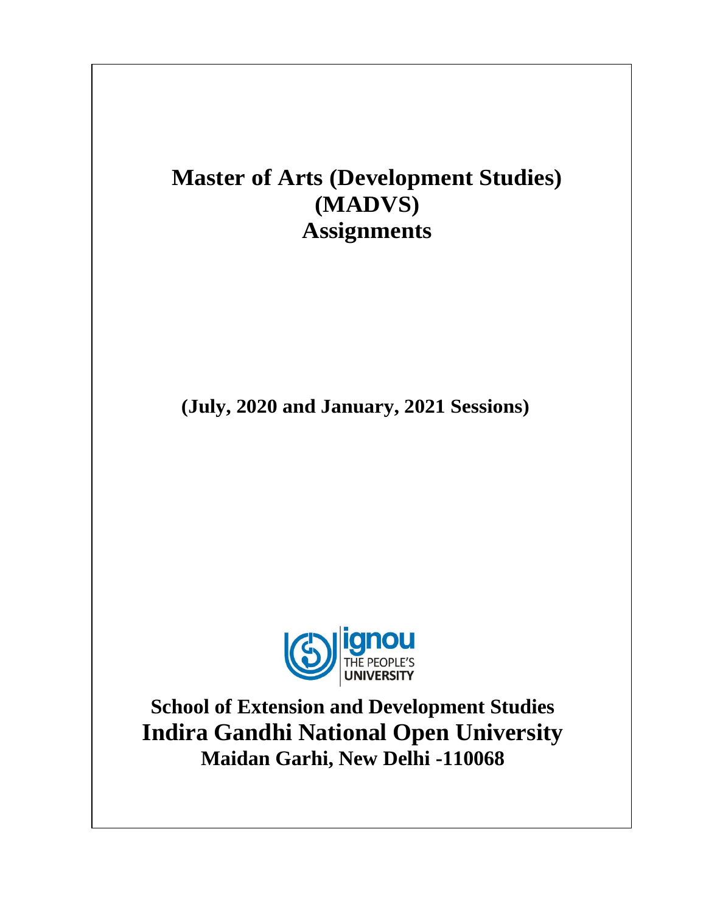# Master of Arts (Development Studies) (MADVS) Assignments

**(July, 2020 and January, 2021 Sessions)**

**School of Extension and Development Studies**

**Indira Gandhi National Open University**

**Maidan Garhi, New Delhi -110068**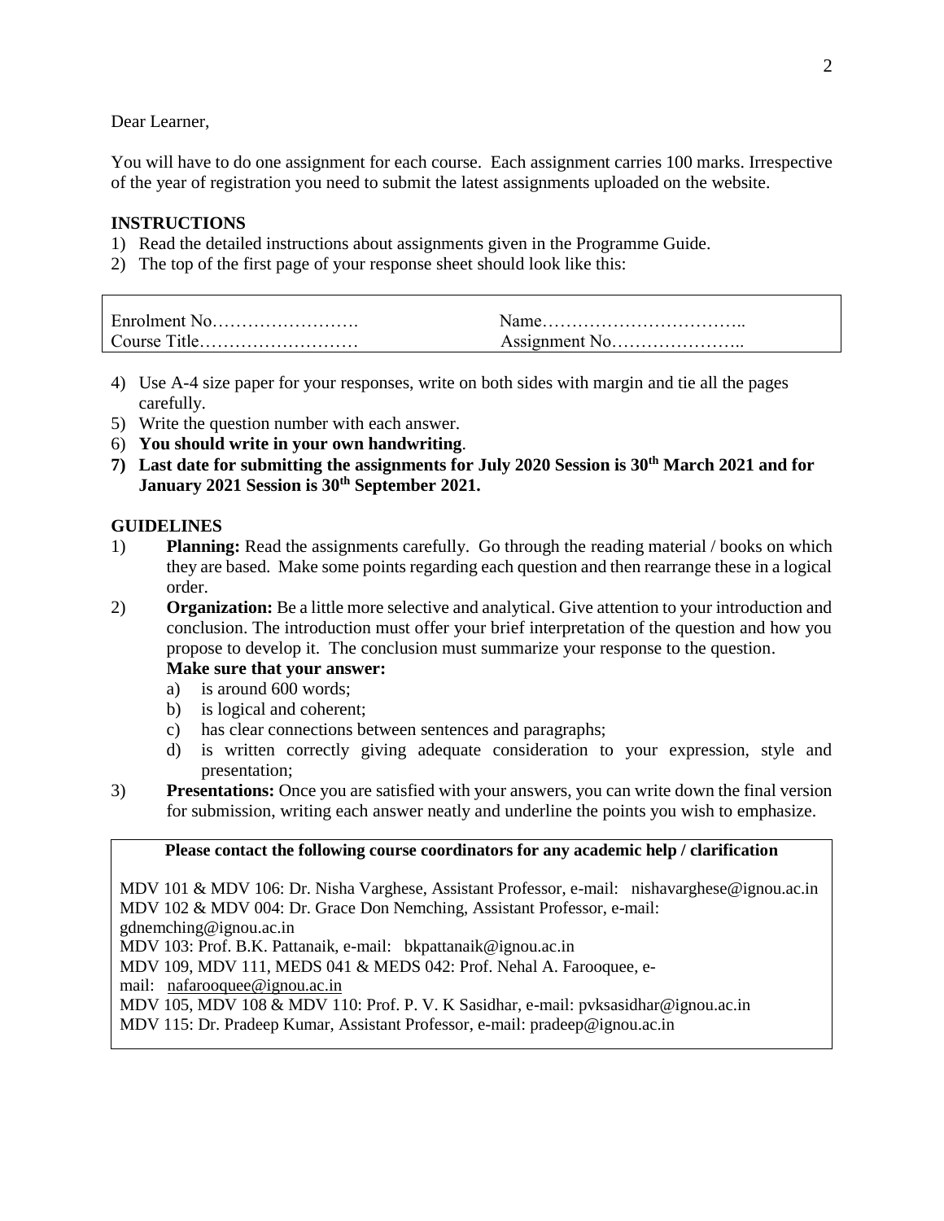Dear Learner,

You will have to do one assignment for each course. Each assignment carries 100 marks. Irrespective of the year of registration you need to submit the latest assignments uploaded on the website.

**INSTRUCTIONS**

1) Read the detailed instructions about assignments given in the Programme Guide.
2) The top of the first page of your response sheet should look like this:

| | |
|---|---|
| Enrolment No……………………. | Name…………………………….. |
| Course Title……………………… | Assignment No………………….. |

4) Use A-4 size paper for your responses, write on both sides with margin and tie all the pages carefully.
5) Write the question number with each answer.
6) **You should write in your own handwriting**.
7) **Last date for submitting the assignments for July 2020 Session is 30th March 2021 and for January 2021 Session is 30th September 2021.**

**GUIDELINES**

1) **Planning:** Read the assignments carefully. Go through the reading material / books on which they are based. Make some points regarding each question and then rearrange these in a logical order.
2) **Organization:** Be a little more selective and analytical. Give attention to your introduction and conclusion. The introduction must offer your brief interpretation of the question and how you propose to develop it. The conclusion must summarize your response to the question.
   **Make sure that your answer:**
   a) is around 600 words;
   b) is logical and coherent;
   c) has clear connections between sentences and paragraphs;
   d) is written correctly giving adequate consideration to your expression, style and presentation;
3) **Presentations:** Once you are satisfied with your answers, you can write down the final version for submission, writing each answer neatly and underline the points you wish to emphasize.

**Please contact the following course coordinators for any academic help / clarification**

MDV 101 & MDV 106: Dr. Nisha Varghese, Assistant Professor, e-mail: nishavarghese@ignou.ac.in
MDV 102 & MDV 004: Dr. Grace Don Nemching, Assistant Professor, e-mail: gdnemching@ignou.ac.in
MDV 103: Prof. B.K. Pattanaik, e-mail: bkpattanaik@ignou.ac.in
MDV 109, MDV 111, MEDS 041 & MEDS 042: Prof. Nehal A. Farooquee, e-mail: nafarooquee@ignou.ac.in
MDV 105, MDV 108 & MDV 110: Prof. P. V. K Sasidhar, e-mail: pvksasidhar@ignou.ac.in
MDV 115: Dr. Pradeep Kumar, Assistant Professor, e-mail: pradeep@ignou.ac.in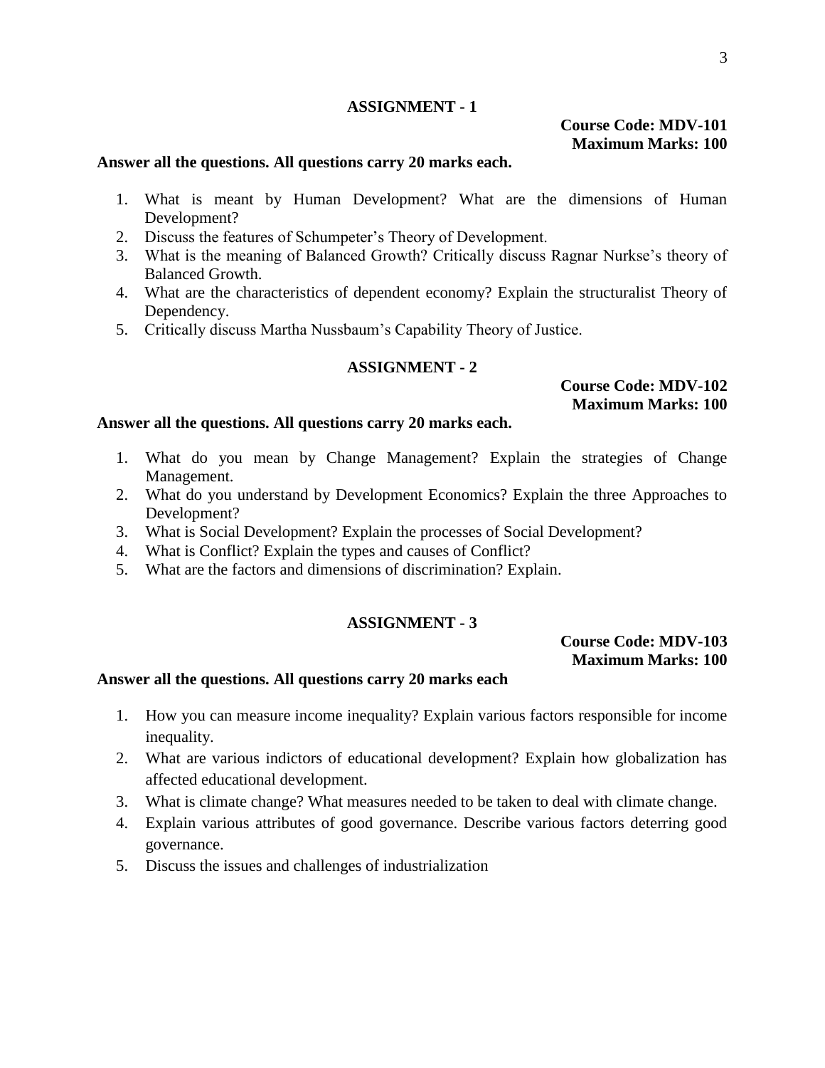## ASSIGNMENT - 1

**Course Code: MDV-101**
**Maximum Marks: 100**

**Answer all the questions. All questions carry 20 marks each.**

1. What is meant by Human Development? What are the dimensions of Human Development?
2. Discuss the features of Schumpeter's Theory of Development.
3. What is the meaning of Balanced Growth? Critically discuss Ragnar Nurkse's theory of Balanced Growth.
4. What are the characteristics of dependent economy? Explain the structuralist Theory of Dependency.
5. Critically discuss Martha Nussbaum's Capability Theory of Justice.

## ASSIGNMENT - 2

**Course Code: MDV-102**
**Maximum Marks: 100**

**Answer all the questions. All questions carry 20 marks each.**

1. What do you mean by Change Management? Explain the strategies of Change Management.
2. What do you understand by Development Economics? Explain the three Approaches to Development?
3. What is Social Development? Explain the processes of Social Development?
4. What is Conflict? Explain the types and causes of Conflict?
5. What are the factors and dimensions of discrimination? Explain.

## ASSIGNMENT - 3

**Course Code: MDV-103**
**Maximum Marks: 100**

**Answer all the questions. All questions carry 20 marks each**

1. How you can measure income inequality? Explain various factors responsible for income inequality.
2. What are various indictors of educational development? Explain how globalization has affected educational development.
3. What is climate change? What measures needed to be taken to deal with climate change.
4. Explain various attributes of good governance. Describe various factors deterring good governance.
5. Discuss the issues and challenges of industrialization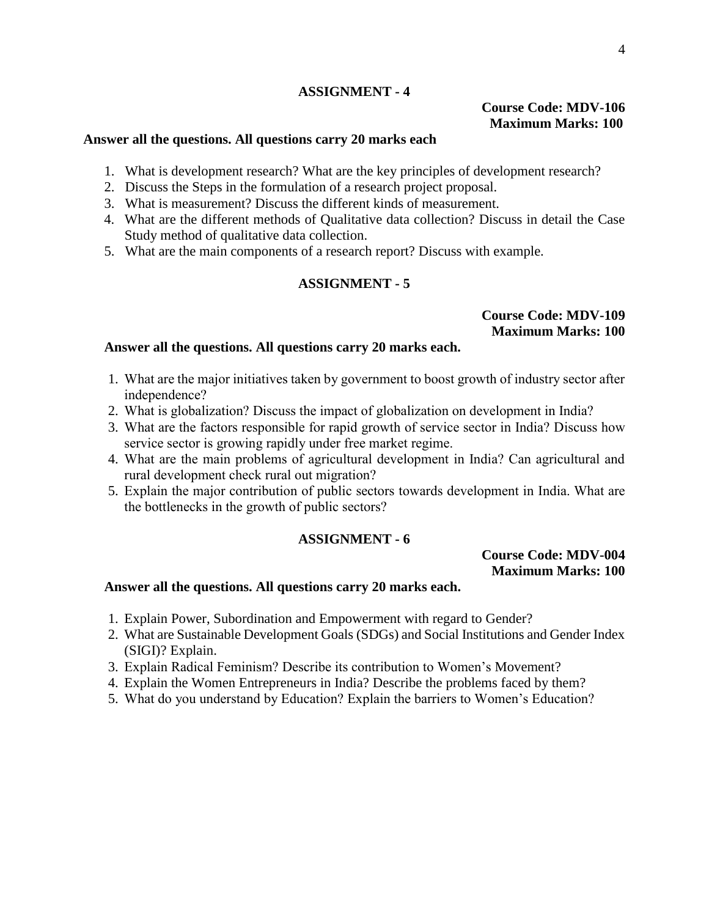## ASSIGNMENT - 4

**Course Code: MDV-106**
**Maximum Marks: 100**

**Answer all the questions. All questions carry 20 marks each**

1. What is development research? What are the key principles of development research?
2. Discuss the Steps in the formulation of a research project proposal.
3. What is measurement? Discuss the different kinds of measurement.
4. What are the different methods of Qualitative data collection? Discuss in detail the Case Study method of qualitative data collection.
5. What are the main components of a research report? Discuss with example.

## ASSIGNMENT - 5

**Course Code: MDV-109**
**Maximum Marks: 100**

**Answer all the questions. All questions carry 20 marks each.**

1. What are the major initiatives taken by government to boost growth of industry sector after independence?
2. What is globalization? Discuss the impact of globalization on development in India?
3. What are the factors responsible for rapid growth of service sector in India? Discuss how service sector is growing rapidly under free market regime.
4. What are the main problems of agricultural development in India? Can agricultural and rural development check rural out migration?
5. Explain the major contribution of public sectors towards development in India. What are the bottlenecks in the growth of public sectors?

## ASSIGNMENT - 6

**Course Code: MDV-004**
**Maximum Marks: 100**

**Answer all the questions. All questions carry 20 marks each.**

1. Explain Power, Subordination and Empowerment with regard to Gender?
2. What are Sustainable Development Goals (SDGs) and Social Institutions and Gender Index (SIGI)? Explain.
3. Explain Radical Feminism? Describe its contribution to Women's Movement?
4. Explain the Women Entrepreneurs in India? Describe the problems faced by them?
5. What do you understand by Education? Explain the barriers to Women's Education?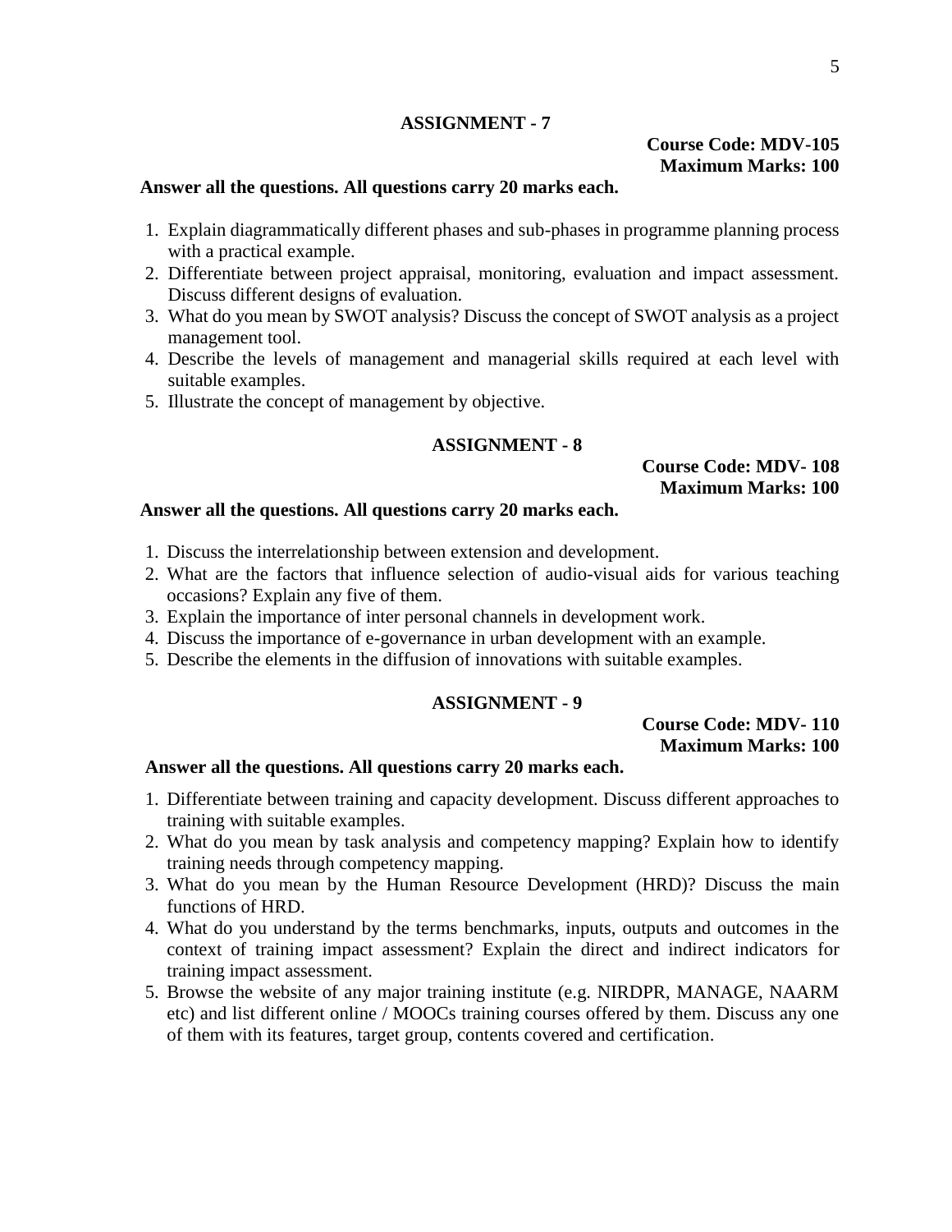## ASSIGNMENT - 7

**Course Code: MDV-105**
**Maximum Marks: 100**

**Answer all the questions. All questions carry 20 marks each.**

1. Explain diagrammatically different phases and sub-phases in programme planning process with a practical example.
2. Differentiate between project appraisal, monitoring, evaluation and impact assessment. Discuss different designs of evaluation.
3. What do you mean by SWOT analysis? Discuss the concept of SWOT analysis as a project management tool.
4. Describe the levels of management and managerial skills required at each level with suitable examples.
5. Illustrate the concept of management by objective.

## ASSIGNMENT - 8

**Course Code: MDV- 108**
**Maximum Marks: 100**

**Answer all the questions. All questions carry 20 marks each.**

1. Discuss the interrelationship between extension and development.
2. What are the factors that influence selection of audio-visual aids for various teaching occasions? Explain any five of them.
3. Explain the importance of inter personal channels in development work.
4. Discuss the importance of e-governance in urban development with an example.
5. Describe the elements in the diffusion of innovations with suitable examples.

## ASSIGNMENT - 9

**Course Code: MDV- 110**
**Maximum Marks: 100**

**Answer all the questions. All questions carry 20 marks each.**

1. Differentiate between training and capacity development. Discuss different approaches to training with suitable examples.
2. What do you mean by task analysis and competency mapping? Explain how to identify training needs through competency mapping.
3. What do you mean by the Human Resource Development (HRD)? Discuss the main functions of HRD.
4. What do you understand by the terms benchmarks, inputs, outputs and outcomes in the context of training impact assessment? Explain the direct and indirect indicators for training impact assessment.
5. Browse the website of any major training institute (e.g. NIRDPR, MANAGE, NAARM etc) and list different online / MOOCs training courses offered by them. Discuss any one of them with its features, target group, contents covered and certification.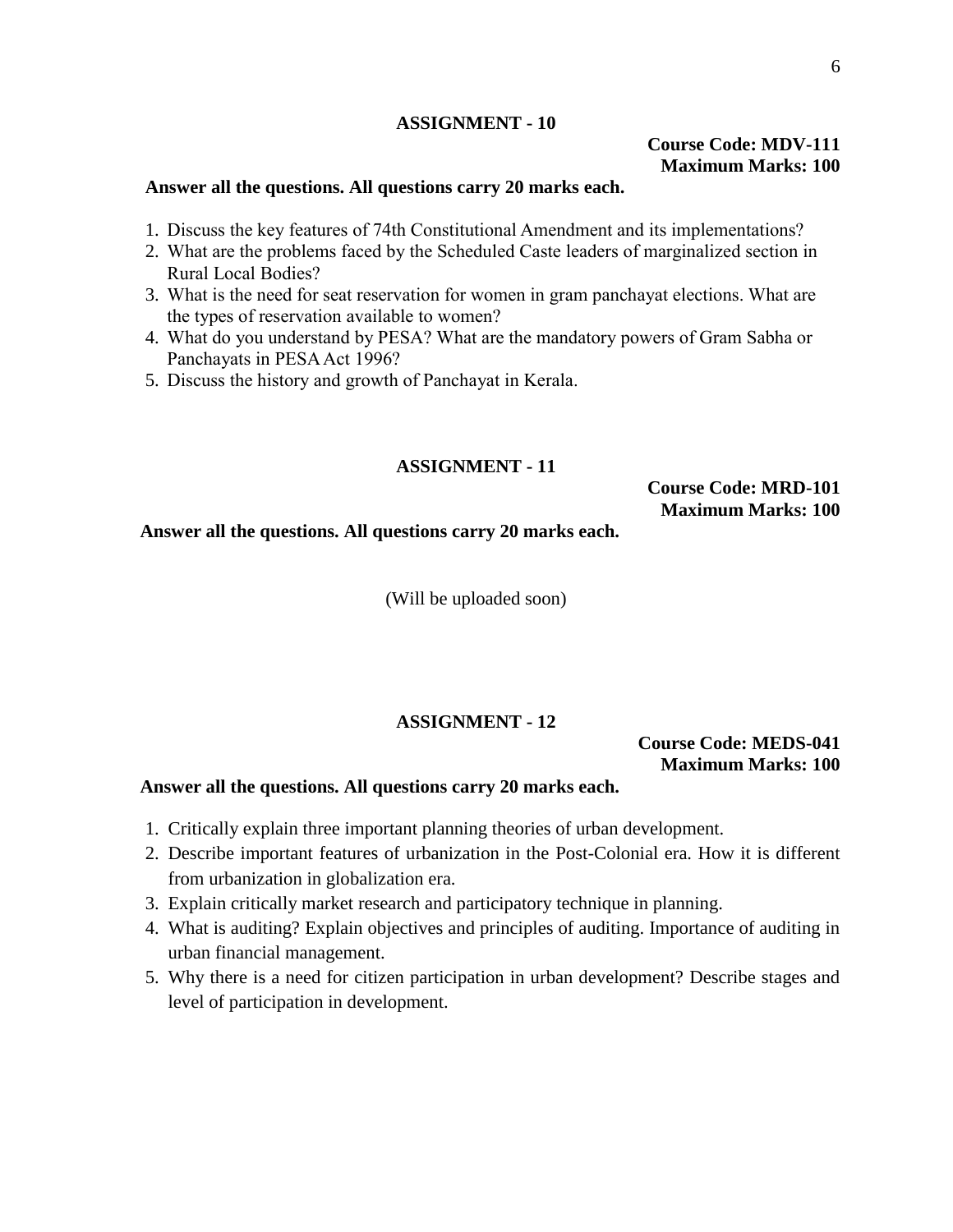## ASSIGNMENT - 10

**Course Code: MDV-111**
**Maximum Marks: 100**

**Answer all the questions. All questions carry 20 marks each.**

1. Discuss the key features of 74th Constitutional Amendment and its implementations?
2. What are the problems faced by the Scheduled Caste leaders of marginalized section in Rural Local Bodies?
3. What is the need for seat reservation for women in gram panchayat elections. What are the types of reservation available to women?
4. What do you understand by PESA? What are the mandatory powers of Gram Sabha or Panchayats in PESA Act 1996?
5. Discuss the history and growth of Panchayat in Kerala.

## ASSIGNMENT - 11

**Course Code: MRD-101**
**Maximum Marks: 100**

**Answer all the questions. All questions carry 20 marks each.**

(Will be uploaded soon)

## ASSIGNMENT - 12

**Course Code: MEDS-041**
**Maximum Marks: 100**

**Answer all the questions. All questions carry 20 marks each.**

1. Critically explain three important planning theories of urban development.
2. Describe important features of urbanization in the Post-Colonial era. How it is different from urbanization in globalization era.
3. Explain critically market research and participatory technique in planning.
4. What is auditing? Explain objectives and principles of auditing. Importance of auditing in urban financial management.
5. Why there is a need for citizen participation in urban development? Describe stages and level of participation in development.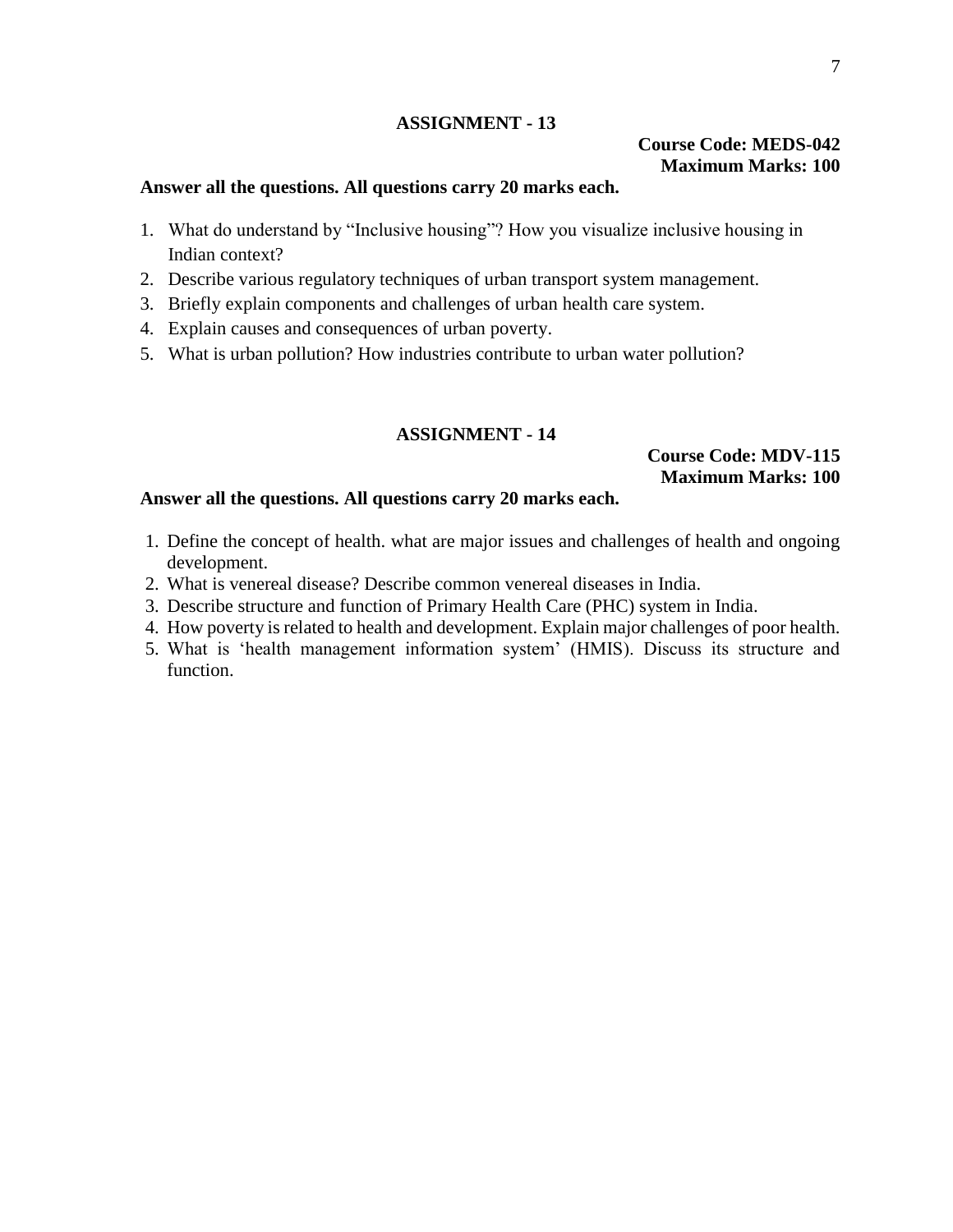## ASSIGNMENT - 13

**Course Code: MEDS-042**
**Maximum Marks: 100**

**Answer all the questions. All questions carry 20 marks each.**

1. What do understand by "Inclusive housing"? How you visualize inclusive housing in Indian context?
2. Describe various regulatory techniques of urban transport system management.
3. Briefly explain components and challenges of urban health care system.
4. Explain causes and consequences of urban poverty.
5. What is urban pollution? How industries contribute to urban water pollution?

## ASSIGNMENT - 14

**Course Code: MDV-115**
**Maximum Marks: 100**

**Answer all the questions. All questions carry 20 marks each.**

1. Define the concept of health. what are major issues and challenges of health and ongoing development.
2. What is venereal disease? Describe common venereal diseases in India.
3. Describe structure and function of Primary Health Care (PHC) system in India.
4. How poverty is related to health and development. Explain major challenges of poor health.
5. What is 'health management information system' (HMIS). Discuss its structure and function.